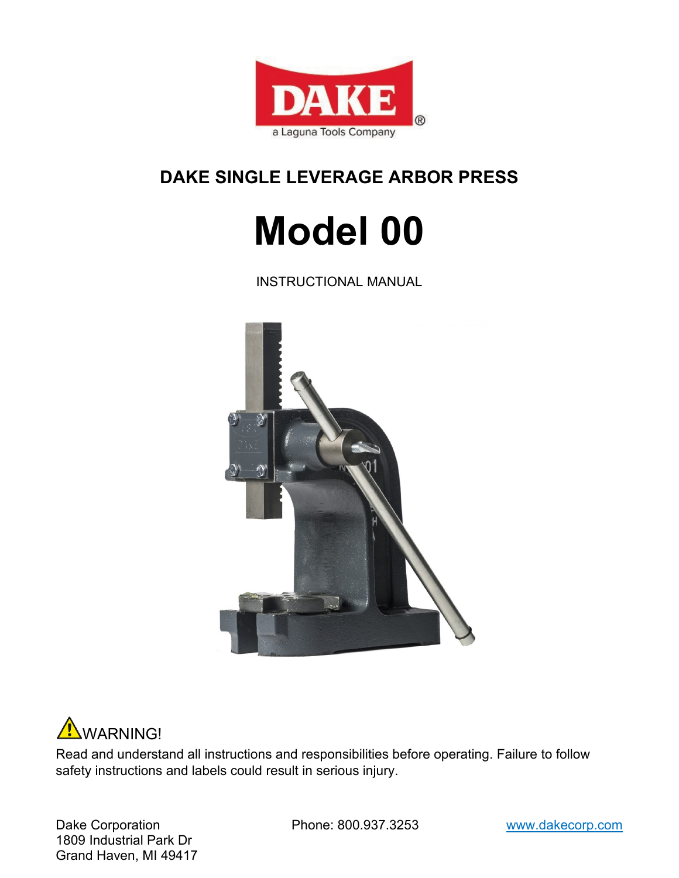DAKE

a Laguna Tools Company

## DAKE SINGLE LEVERAGE ARBOR PRESS

# Model 00

INSTRUCTIONAL MANUAL

⚠WARNING!

Read and understand all instructions and responsibilities before operating. Failure to follow safety instructions and labels could result in serious injury.

Dake Corporation
1809 Industrial Park Dr
Grand Haven, MI 49417

Phone: 800.937.3253

www.dakecorp.com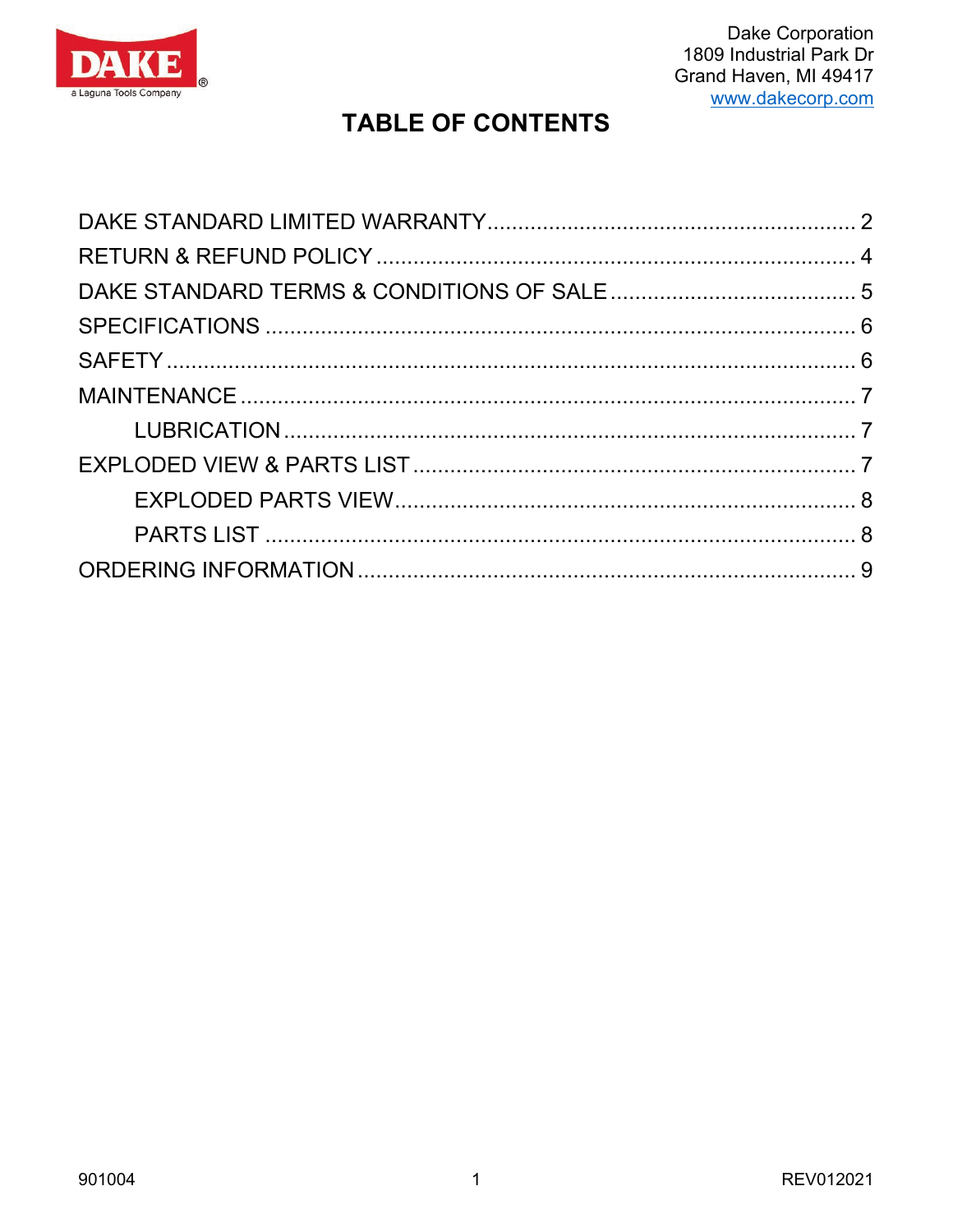Dake Corporation
1809 Industrial Park Dr
Grand Haven, MI 49417
www.dakecorp.com

# TABLE OF CONTENTS

DAKE STANDARD LIMITED WARRANTY .......... 2
RETURN & REFUND POLICY .......... 4
DAKE STANDARD TERMS & CONDITIONS OF SALE .......... 5
SPECIFICATIONS .......... 6
SAFETY .......... 6
MAINTENANCE .......... 7
- LUBRICATION .......... 7

EXPLODED VIEW & PARTS LIST .......... 7
- EXPLODED PARTS VIEW .......... 8
- PARTS LIST .......... 8

ORDERING INFORMATION .......... 9

901004 REV012021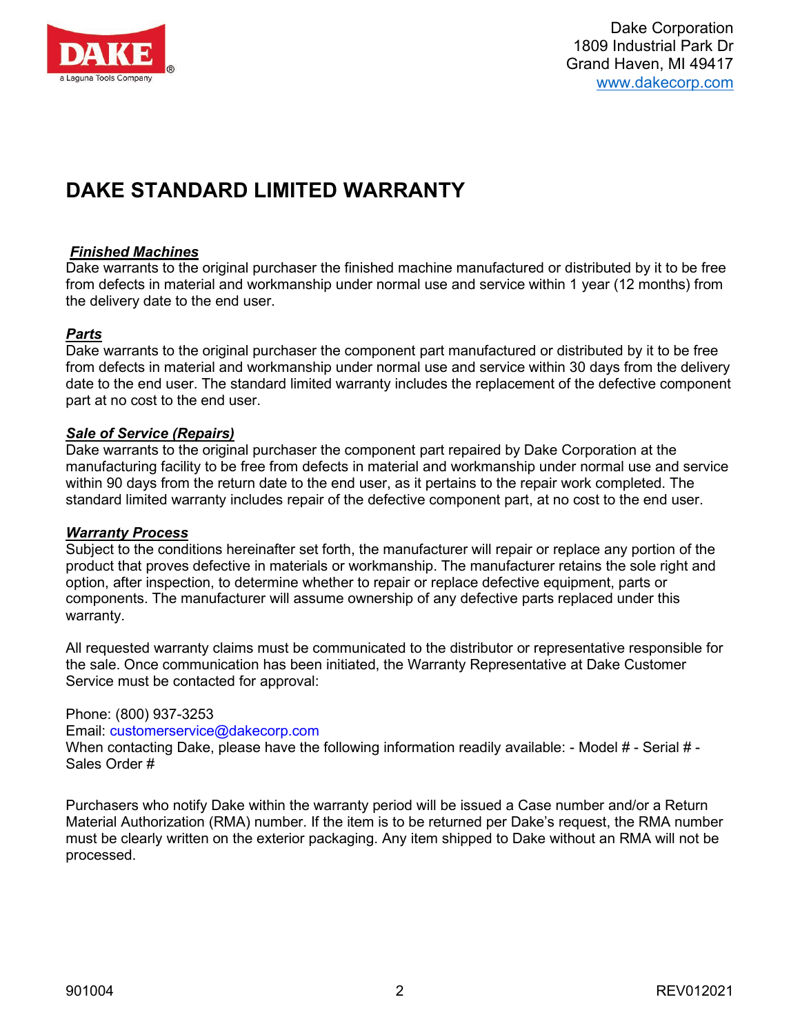Dake Corporation
1809 Industrial Park Dr
Grand Haven, MI 49417
www.dakecorp.com

# DAKE STANDARD LIMITED WARRANTY

***Finished Machines***

Dake warrants to the original purchaser the finished machine manufactured or distributed by it to be free from defects in material and workmanship under normal use and service within 1 year (12 months) from the delivery date to the end user.

***Parts***

Dake warrants to the original purchaser the component part manufactured or distributed by it to be free from defects in material and workmanship under normal use and service within 30 days from the delivery date to the end user. The standard limited warranty includes the replacement of the defective component part at no cost to the end user.

***Sale of Service (Repairs)***

Dake warrants to the original purchaser the component part repaired by Dake Corporation at the manufacturing facility to be free from defects in material and workmanship under normal use and service within 90 days from the return date to the end user, as it pertains to the repair work completed. The standard limited warranty includes repair of the defective component part, at no cost to the end user.

***Warranty Process***

Subject to the conditions hereinafter set forth, the manufacturer will repair or replace any portion of the product that proves defective in materials or workmanship. The manufacturer retains the sole right and option, after inspection, to determine whether to repair or replace defective equipment, parts or components. The manufacturer will assume ownership of any defective parts replaced under this warranty.

All requested warranty claims must be communicated to the distributor or representative responsible for the sale. Once communication has been initiated, the Warranty Representative at Dake Customer Service must be contacted for approval:

Phone: (800) 937-3253
Email: customerservice@dakecorp.com
When contacting Dake, please have the following information readily available: - Model # - Serial # - Sales Order #

Purchasers who notify Dake within the warranty period will be issued a Case number and/or a Return Material Authorization (RMA) number. If the item is to be returned per Dake's request, the RMA number must be clearly written on the exterior packaging. Any item shipped to Dake without an RMA will not be processed.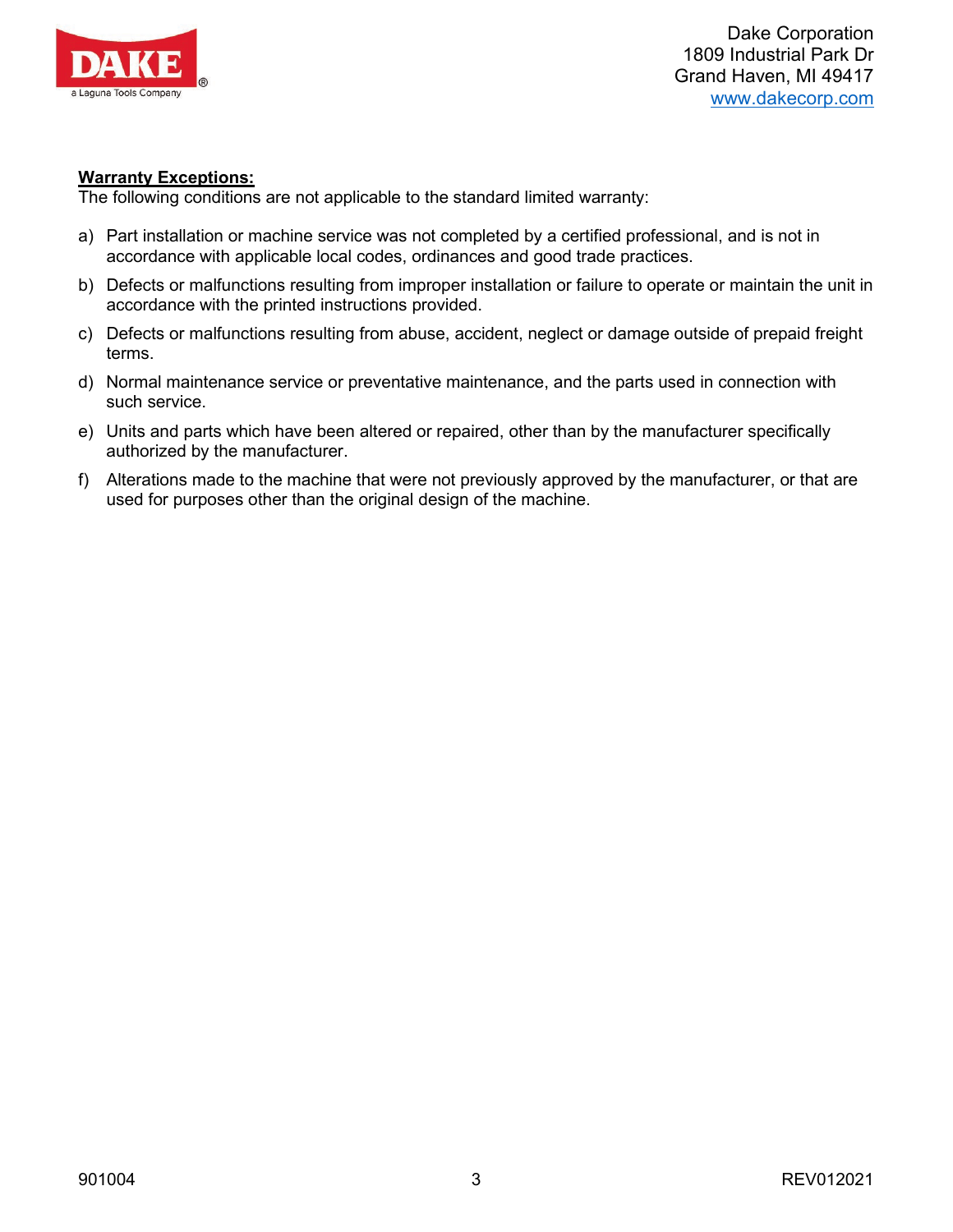**Warranty Exceptions:**

The following conditions are not applicable to the standard limited warranty:

a) Part installation or machine service was not completed by a certified professional, and is not in accordance with applicable local codes, ordinances and good trade practices.

b) Defects or malfunctions resulting from improper installation or failure to operate or maintain the unit in accordance with the printed instructions provided.

c) Defects or malfunctions resulting from abuse, accident, neglect or damage outside of prepaid freight terms.

d) Normal maintenance service or preventative maintenance, and the parts used in connection with such service.

e) Units and parts which have been altered or repaired, other than by the manufacturer specifically authorized by the manufacturer.

f) Alterations made to the machine that were not previously approved by the manufacturer, or that are used for purposes other than the original design of the machine.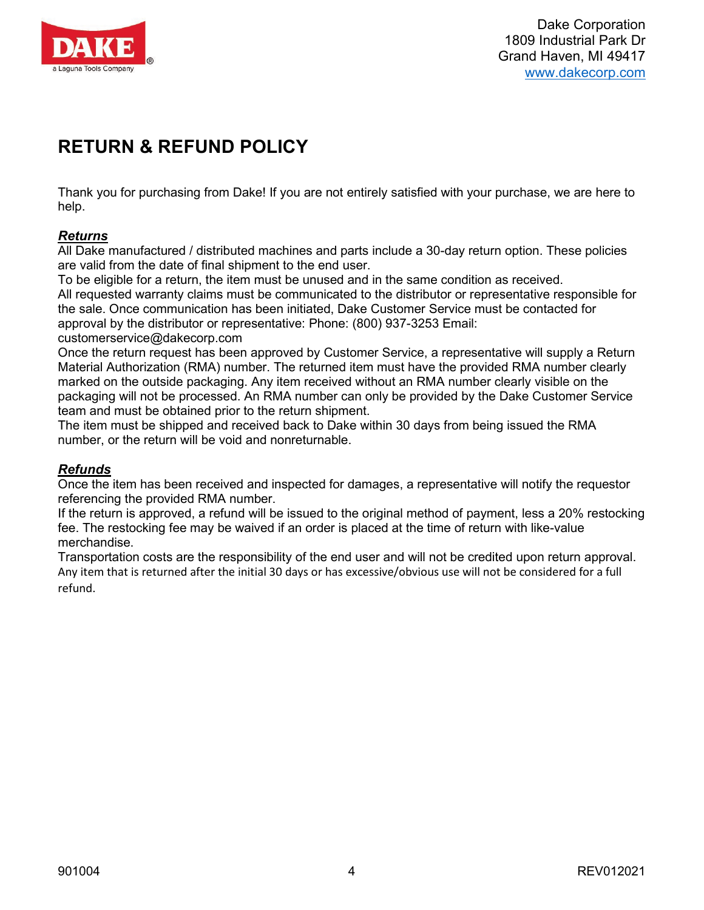Dake Corporation
1809 Industrial Park Dr
Grand Haven, MI 49417
www.dakecorp.com

# RETURN & REFUND POLICY

Thank you for purchasing from Dake! If you are not entirely satisfied with your purchase, we are here to help.

***Returns***

All Dake manufactured / distributed machines and parts include a 30-day return option. These policies are valid from the date of final shipment to the end user.

To be eligible for a return, the item must be unused and in the same condition as received.

All requested warranty claims must be communicated to the distributor or representative responsible for the sale. Once communication has been initiated, Dake Customer Service must be contacted for approval by the distributor or representative: Phone: (800) 937-3253 Email: customerservice@dakecorp.com

Once the return request has been approved by Customer Service, a representative will supply a Return Material Authorization (RMA) number. The returned item must have the provided RMA number clearly marked on the outside packaging. Any item received without an RMA number clearly visible on the packaging will not be processed. An RMA number can only be provided by the Dake Customer Service team and must be obtained prior to the return shipment.

The item must be shipped and received back to Dake within 30 days from being issued the RMA number, or the return will be void and nonreturnable.

***Refunds***

Once the item has been received and inspected for damages, a representative will notify the requestor referencing the provided RMA number.

If the return is approved, a refund will be issued to the original method of payment, less a 20% restocking fee. The restocking fee may be waived if an order is placed at the time of return with like-value merchandise.

Transportation costs are the responsibility of the end user and will not be credited upon return approval.

Any item that is returned after the initial 30 days or has excessive/obvious use will not be considered for a full refund.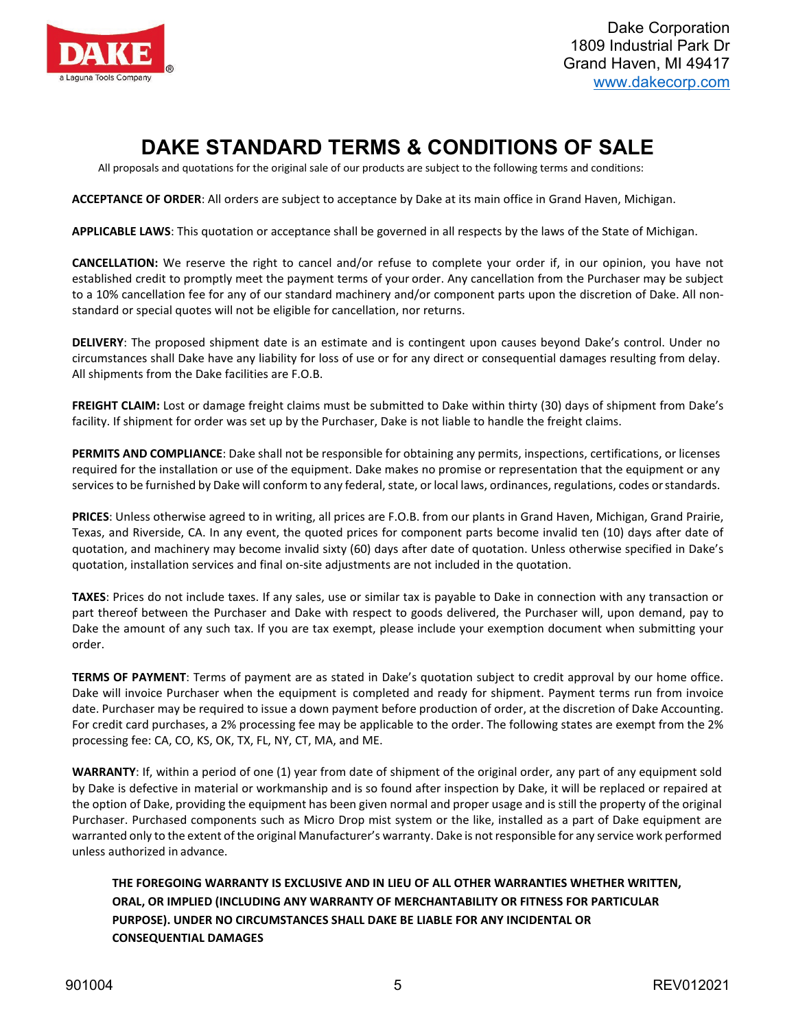Dake Corporation
1809 Industrial Park Dr
Grand Haven, MI 49417
www.dakecorp.com

# DAKE STANDARD TERMS & CONDITIONS OF SALE

All proposals and quotations for the original sale of our products are subject to the following terms and conditions:

**ACCEPTANCE OF ORDER**: All orders are subject to acceptance by Dake at its main office in Grand Haven, Michigan.

**APPLICABLE LAWS**: This quotation or acceptance shall be governed in all respects by the laws of the State of Michigan.

**CANCELLATION:** We reserve the right to cancel and/or refuse to complete your order if, in our opinion, you have not established credit to promptly meet the payment terms of your order. Any cancellation from the Purchaser may be subject to a 10% cancellation fee for any of our standard machinery and/or component parts upon the discretion of Dake. All non-standard or special quotes will not be eligible for cancellation, nor returns.

**DELIVERY**: The proposed shipment date is an estimate and is contingent upon causes beyond Dake's control. Under no circumstances shall Dake have any liability for loss of use or for any direct or consequential damages resulting from delay. All shipments from the Dake facilities are F.O.B.

**FREIGHT CLAIM:** Lost or damage freight claims must be submitted to Dake within thirty (30) days of shipment from Dake's facility. If shipment for order was set up by the Purchaser, Dake is not liable to handle the freight claims.

**PERMITS AND COMPLIANCE**: Dake shall not be responsible for obtaining any permits, inspections, certifications, or licenses required for the installation or use of the equipment. Dake makes no promise or representation that the equipment or any services to be furnished by Dake will conform to any federal, state, or local laws, ordinances, regulations, codes or standards.

**PRICES**: Unless otherwise agreed to in writing, all prices are F.O.B. from our plants in Grand Haven, Michigan, Grand Prairie, Texas, and Riverside, CA. In any event, the quoted prices for component parts become invalid ten (10) days after date of quotation, and machinery may become invalid sixty (60) days after date of quotation. Unless otherwise specified in Dake's quotation, installation services and final on-site adjustments are not included in the quotation.

**TAXES**: Prices do not include taxes. If any sales, use or similar tax is payable to Dake in connection with any transaction or part thereof between the Purchaser and Dake with respect to goods delivered, the Purchaser will, upon demand, pay to Dake the amount of any such tax. If you are tax exempt, please include your exemption document when submitting your order.

**TERMS OF PAYMENT**: Terms of payment are as stated in Dake's quotation subject to credit approval by our home office. Dake will invoice Purchaser when the equipment is completed and ready for shipment. Payment terms run from invoice date. Purchaser may be required to issue a down payment before production of order, at the discretion of Dake Accounting. For credit card purchases, a 2% processing fee may be applicable to the order. The following states are exempt from the 2% processing fee: CA, CO, KS, OK, TX, FL, NY, CT, MA, and ME.

**WARRANTY**: If, within a period of one (1) year from date of shipment of the original order, any part of any equipment sold by Dake is defective in material or workmanship and is so found after inspection by Dake, it will be replaced or repaired at the option of Dake, providing the equipment has been given normal and proper usage and is still the property of the original Purchaser. Purchased components such as Micro Drop mist system or the like, installed as a part of Dake equipment are warranted only to the extent of the original Manufacturer's warranty. Dake is not responsible for any service work performed unless authorized in advance.

**THE FOREGOING WARRANTY IS EXCLUSIVE AND IN LIEU OF ALL OTHER WARRANTIES WHETHER WRITTEN, ORAL, OR IMPLIED (INCLUDING ANY WARRANTY OF MERCHANTABILITY OR FITNESS FOR PARTICULAR PURPOSE). UNDER NO CIRCUMSTANCES SHALL DAKE BE LIABLE FOR ANY INCIDENTAL OR CONSEQUENTIAL DAMAGES**

901004 REV012021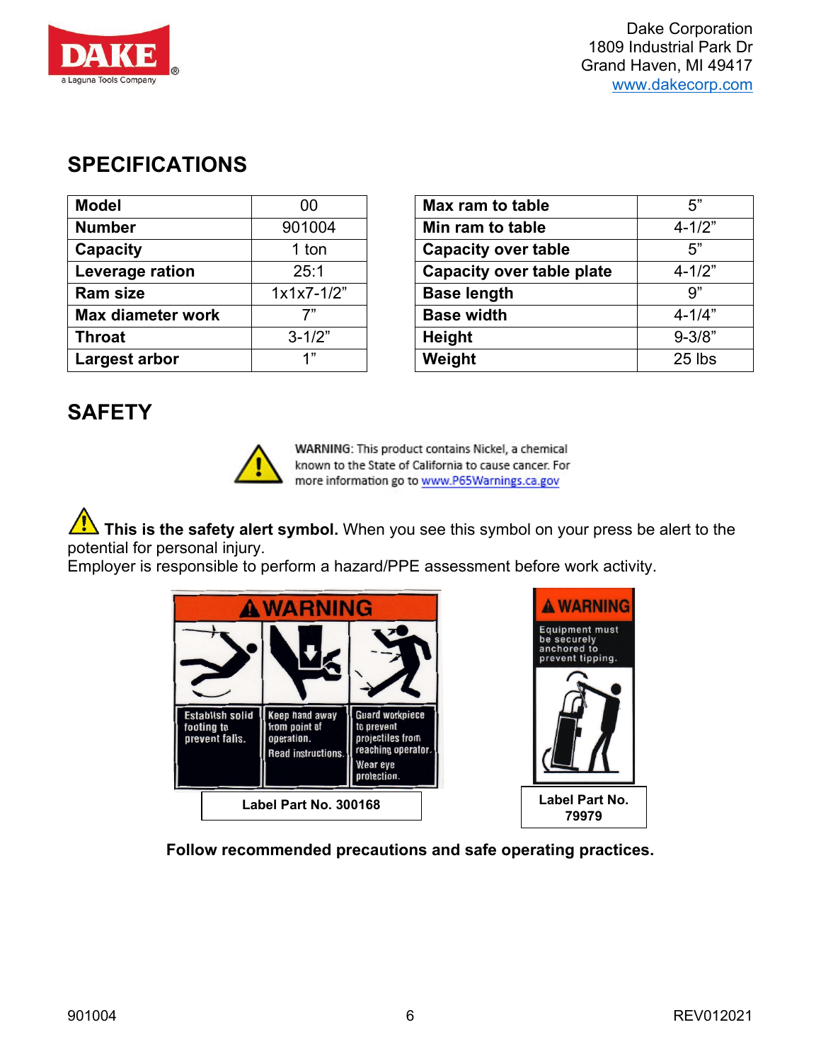## SPECIFICATIONS

| Model | 00 |
|---|---|
| Number | 901004 |
| Capacity | 1 ton |
| Leverage ration | 25:1 |
| Ram size | 1x1x7-1/2" |
| Max diameter work | 7" |
| Throat | 3-1/2" |
| Largest arbor | 1" |

| Max ram to table | 5" |
|---|---|
| Min ram to table | 4-1/2" |
| Capacity over table | 5" |
| Capacity over table plate | 4-1/2" |
| Base length | 9" |
| Base width | 4-1/4" |
| Height | 9-3/8" |
| Weight | 25 lbs |

## SAFETY

WARNING: This product contains Nickel, a chemical known to the State of California to cause cancer. For more information go to www.P65Warnings.ca.gov

**This is the safety alert symbol.** When you see this symbol on your press be alert to the potential for personal injury.
Employer is responsible to perform a hazard/PPE assessment before work activity.

**WARNING**

Establish solid footing to prevent falls.

Keep hand away from point of operation. Read instructions.

Guard workpiece to prevent projectiles from reaching operator. Wear eye protection.

**Label Part No. 300168**

**WARNING**

Equipment must be securely anchored to prevent tipping.

**Label Part No. 79979**

**Follow recommended precautions and safe operating practices.**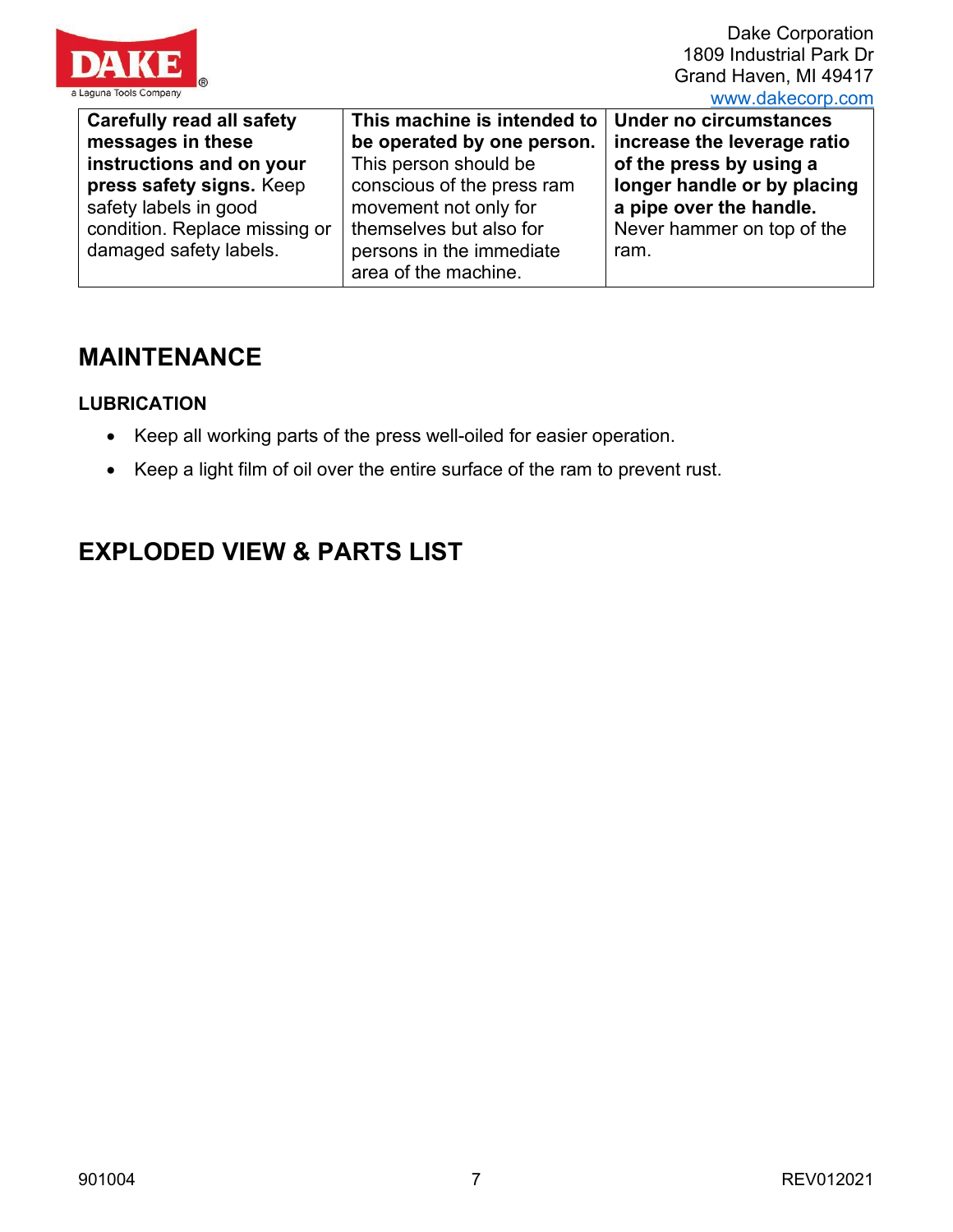| **Carefully read all safety messages in these instructions and on your press safety signs.** Keep safety labels in good condition. Replace missing or damaged safety labels. | **This machine is intended to be operated by one person.** This person should be conscious of the press ram movement not only for themselves but also for persons in the immediate area of the machine. | **Under no circumstances increase the leverage ratio of the press by using a longer handle or by placing a pipe over the handle.** Never hammer on top of the ram. |
|---|---|---|

## MAINTENANCE

### LUBRICATION

- Keep all working parts of the press well-oiled for easier operation.
- Keep a light film of oil over the entire surface of the ram to prevent rust.

## EXPLODED VIEW & PARTS LIST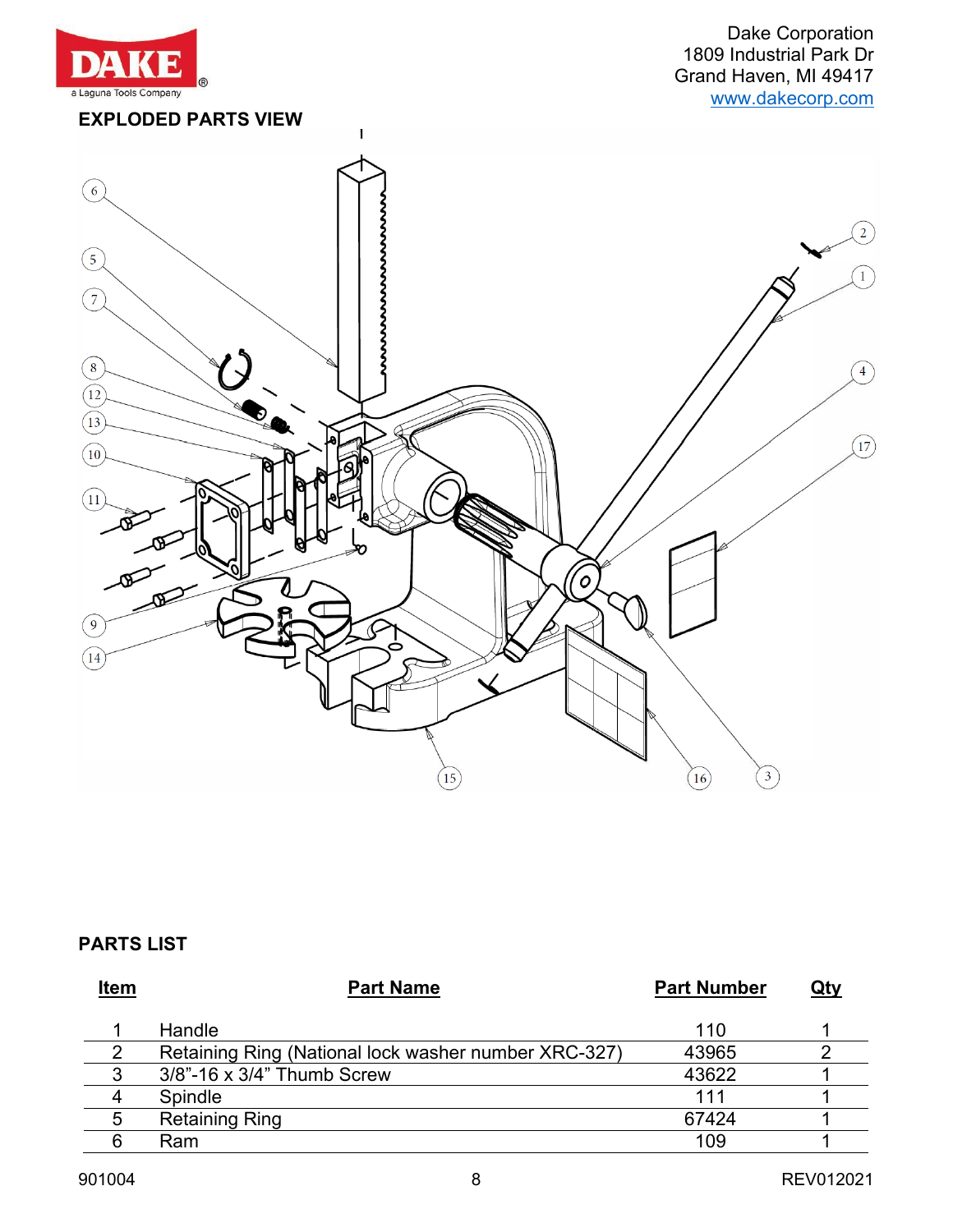Dake Corporation
1809 Industrial Park Dr
Grand Haven, MI 49417
www.dakecorp.com

## EXPLODED PARTS VIEW

## PARTS LIST

| Item | Part Name | Part Number | Qty |
|---|---|---|---|
| 1 | Handle | 110 | 1 |
| 2 | Retaining Ring (National lock washer number XRC-327) | 43965 | 2 |
| 3 | 3/8"-16 x 3/4" Thumb Screw | 43622 | 1 |
| 4 | Spindle | 111 | 1 |
| 5 | Retaining Ring | 67424 | 1 |
| 6 | Ram | 109 | 1 |

901004 REV012021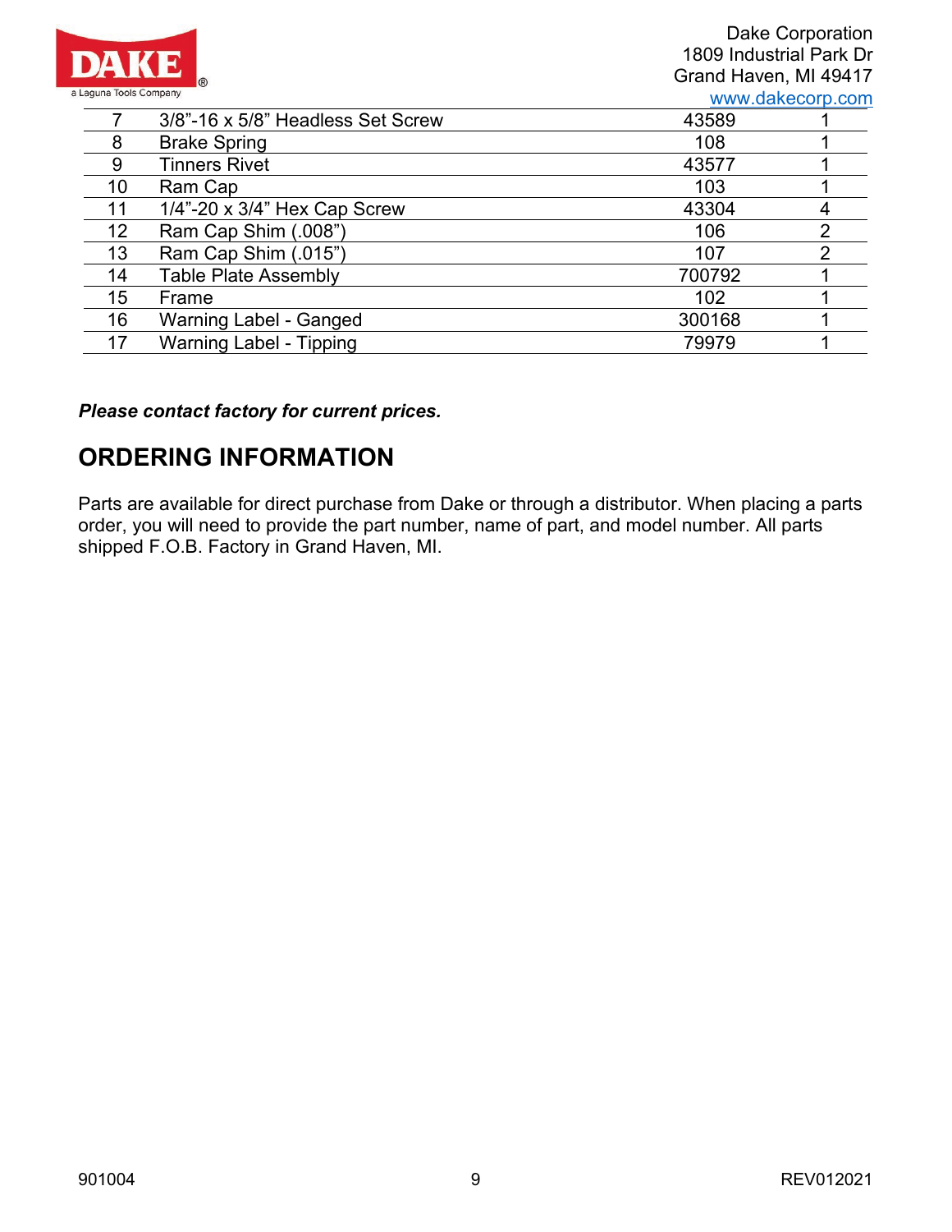| | | | |
|---|---|---|---|
| 7 | 3/8"-16 x 5/8" Headless Set Screw | 43589 | 1 |
| 8 | Brake Spring | 108 | 1 |
| 9 | Tinners Rivet | 43577 | 1 |
| 10 | Ram Cap | 103 | 1 |
| 11 | 1/4"-20 x 3/4" Hex Cap Screw | 43304 | 4 |
| 12 | Ram Cap Shim (.008") | 106 | 2 |
| 13 | Ram Cap Shim (.015") | 107 | 2 |
| 14 | Table Plate Assembly | 700792 | 1 |
| 15 | Frame | 102 | 1 |
| 16 | Warning Label - Ganged | 300168 | 1 |
| 17 | Warning Label - Tipping | 79979 | 1 |

***Please contact factory for current prices.***

## ORDERING INFORMATION

Parts are available for direct purchase from Dake or through a distributor. When placing a parts order, you will need to provide the part number, name of part, and model number. All parts shipped F.O.B. Factory in Grand Haven, MI.